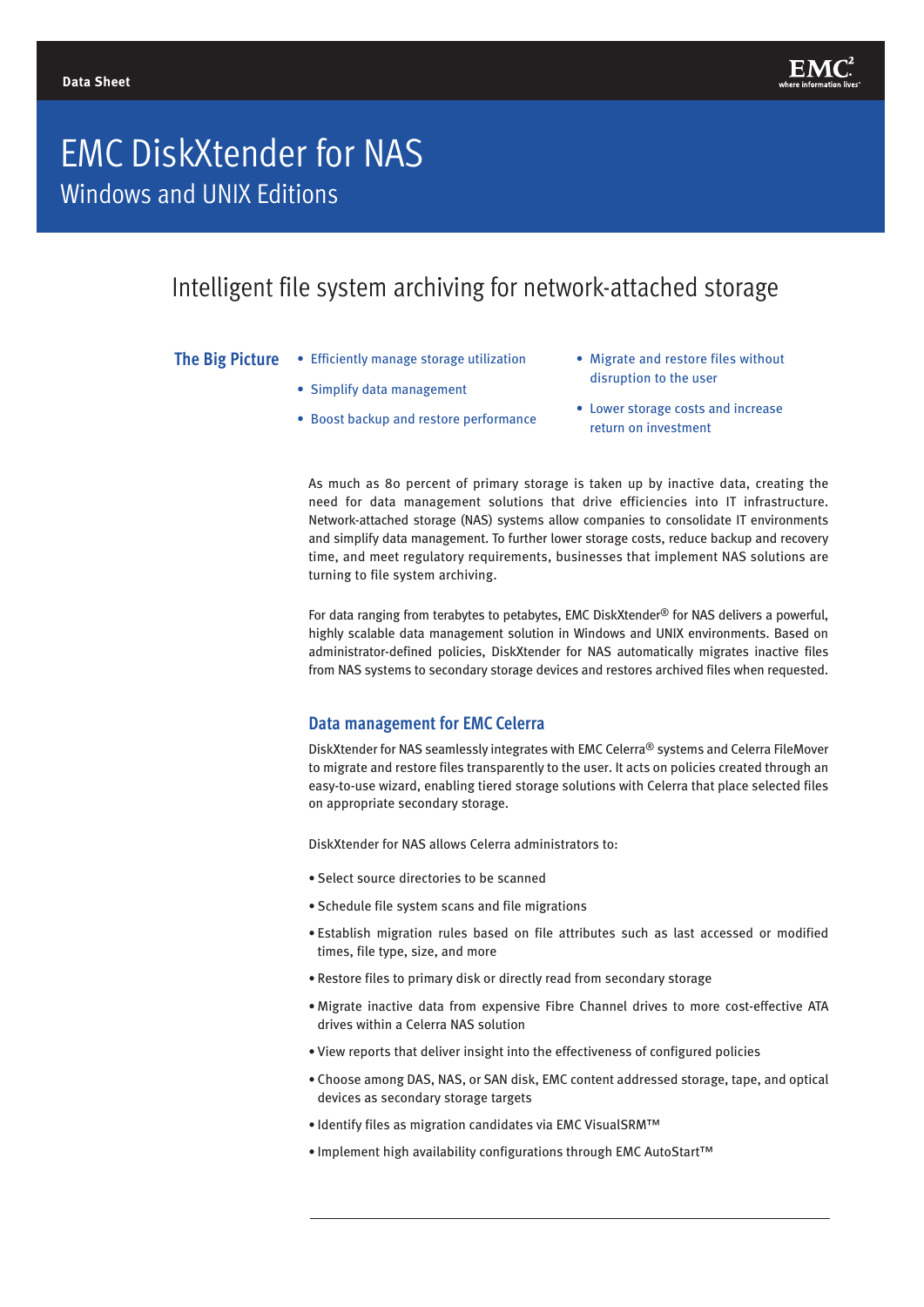Data Sheet

# EMC DiskXtender for NAS

## Windows and UNIX Editions

## Intelligent file system archiving for network-attached storage

### The Big Picture

- Efficiently manage storage utilization
- Simplify data management
- Boost backup and restore performance
- Migrate and restore files without disruption to the user
- Lower storage costs and increase return on investment

As much as 80 percent of primary storage is taken up by inactive data, creating the need for data management solutions that drive efficiencies into IT infrastructure. Network-attached storage (NAS) systems allow companies to consolidate IT environments and simplify data management. To further lower storage costs, reduce backup and recovery time, and meet regulatory requirements, businesses that implement NAS solutions are turning to file system archiving.

For data ranging from terabytes to petabytes, EMC DiskXtender® for NAS delivers a powerful, highly scalable data management solution in Windows and UNIX environments. Based on administrator-defined policies, DiskXtender for NAS automatically migrates inactive files from NAS systems to secondary storage devices and restores archived files when requested.

### Data management for EMC Celerra

DiskXtender for NAS seamlessly integrates with EMC Celerra® systems and Celerra FileMover to migrate and restore files transparently to the user. It acts on policies created through an easy-to-use wizard, enabling tiered storage solutions with Celerra that place selected files on appropriate secondary storage.

DiskXtender for NAS allows Celerra administrators to:

- Select source directories to be scanned
- Schedule file system scans and file migrations
- Establish migration rules based on file attributes such as last accessed or modified times, file type, size, and more
- Restore files to primary disk or directly read from secondary storage
- Migrate inactive data from expensive Fibre Channel drives to more cost-effective ATA drives within a Celerra NAS solution
- View reports that deliver insight into the effectiveness of configured policies
- Choose among DAS, NAS, or SAN disk, EMC content addressed storage, tape, and optical devices as secondary storage targets
- Identify files as migration candidates via EMC VisualSRM™
- Implement high availability configurations through EMC AutoStart™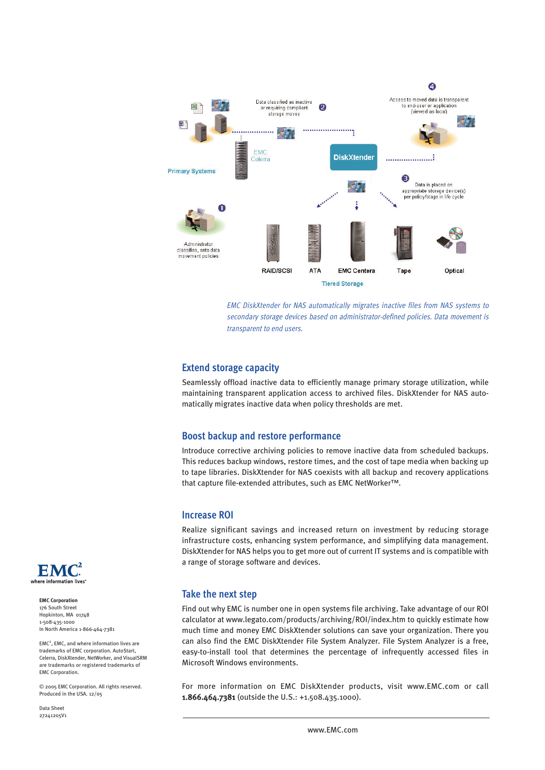Data classified as inactive or requiring compliant storage moves

Access to moved data is transparent to end-user or application (viewed as local)

EMC Celerra

Primary Systems

DiskXtender

Data is placed on appropriate storage device(s) per policy/stage in life cycle

Administrator classifies, sets data movement policies

RAID/SCSI

ATA

EMC Centera

Tape

Optical

Tiered Storage

*EMC DiskXtender for NAS automatically migrates inactive files from NAS systems to secondary storage devices based on administrator-defined policies. Data movement is transparent to end users.*

## Extend storage capacity

Seamlessly offload inactive data to efficiently manage primary storage utilization, while maintaining transparent application access to archived files. DiskXtender for NAS automatically migrates inactive data when policy thresholds are met.

## Boost backup and restore performance

Introduce corrective archiving policies to remove inactive data from scheduled backups. This reduces backup windows, restore times, and the cost of tape media when backing up to tape libraries. DiskXtender for NAS coexists with all backup and recovery applications that capture file-extended attributes, such as EMC NetWorker™.

## Increase ROI

Realize significant savings and increased return on investment by reducing storage infrastructure costs, enhancing system performance, and simplifying data management. DiskXtender for NAS helps you to get more out of current IT systems and is compatible with a range of storage software and devices.

## Take the next step

Find out why EMC is number one in open systems file archiving. Take advantage of our ROI calculator at www.legato.com/products/archiving/ROI/index.htm to quickly estimate how much time and money EMC DiskXtender solutions can save your organization. There you can also find the EMC DiskXtender File System Analyzer. File System Analyzer is a free, easy-to-install tool that determines the percentage of infrequently accessed files in Microsoft Windows environments.

For more information on EMC DiskXtender products, visit www.EMC.com or call **1.866.464.7381** (outside the U.S.: +1.508.435.1000).

EMC² where information lives®

**EMC Corporation**
176 South Street
Hopkinton, MA 01748
1-508-435-1000
In North America 1-866-464-7381

EMC², EMC, and where information lives are trademarks of EMC corporation. AutoStart, Celerra, DiskXtender, NetWorker, and VisualSRM are trademarks or registered trademarks of EMC Corporation.

© 2005 EMC Corporation. All rights reserved. Produced in the USA. 12/05

Data Sheet
27241205V1

www.EMC.com